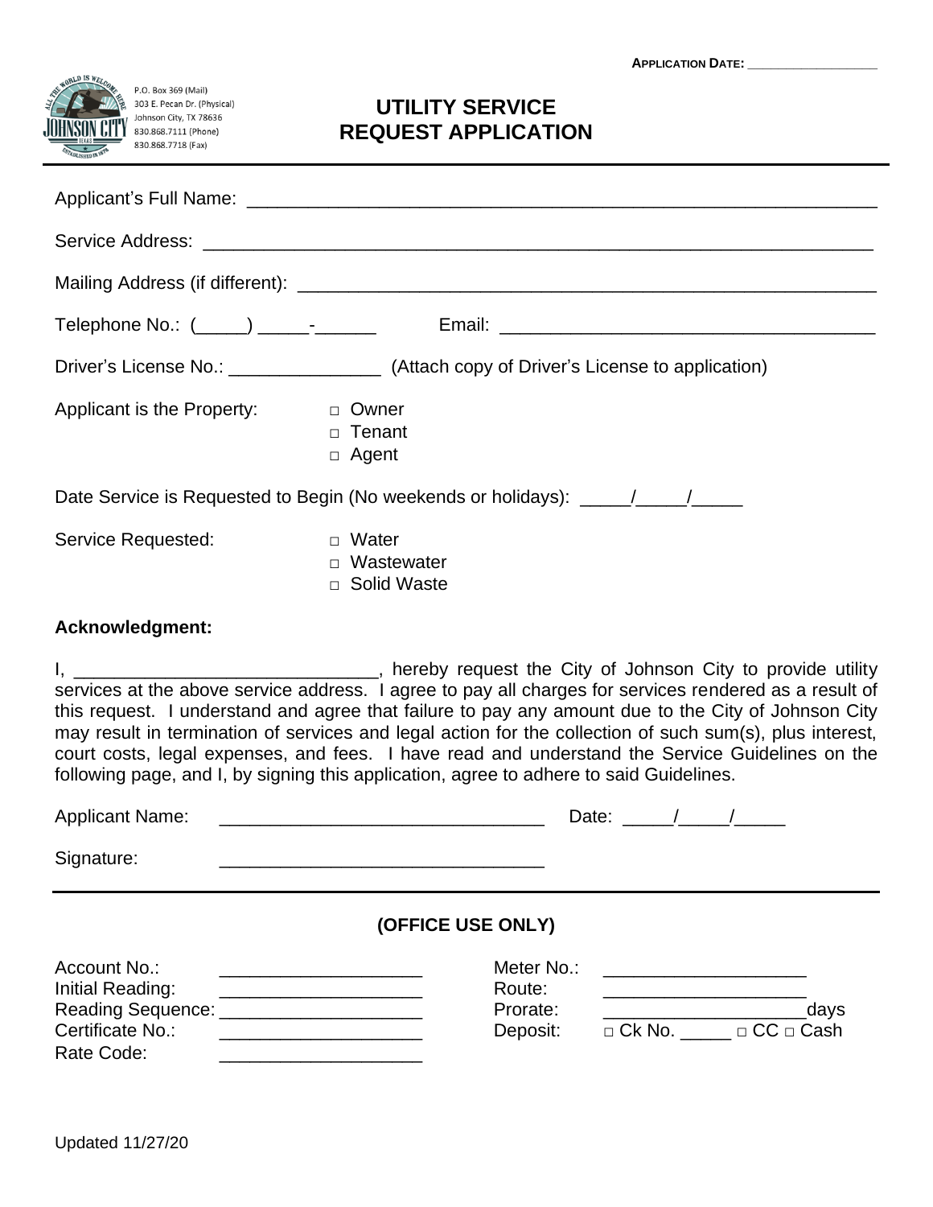**APPLICATION DATE:** ___________________

P.O. Box 369 (Mail)
303 E. Pecan Dr. (Physical)
Johnson City, TX 78636
830.868.7111 (Phone)
830.868.7718 (Fax)

# UTILITY SERVICE REQUEST APPLICATION

Applicant's Full Name: _______________________________________________________________

Service Address: _______________________________________________________________

Mailing Address (if different): _______________________________________________________

Telephone No.: (_____) _____-______ Email: _____________________________________

Driver's License No.: _______________ (Attach copy of Driver's License to application)

Applicant is the Property:
- □ Owner
- □ Tenant
- □ Agent

Date Service is Requested to Begin (No weekends or holidays): _____/_____/_____

Service Requested:
- □ Water
- □ Wastewater
- □ Solid Waste

**Acknowledgment:**

I, ______________________________, hereby request the City of Johnson City to provide utility services at the above service address. I agree to pay all charges for services rendered as a result of this request. I understand and agree that failure to pay any amount due to the City of Johnson City may result in termination of services and legal action for the collection of such sum(s), plus interest, court costs, legal expenses, and fees. I have read and understand the Service Guidelines on the following page, and I, by signing this application, agree to adhere to said Guidelines.

Applicant Name: ________________________________ Date: _____/_____/_____

Signature: ________________________________

**(OFFICE USE ONLY)**

| | | | |
|---|---|---|---|
| Account No.: | ____________________ | Meter No.: | ____________________ |
| Initial Reading: | ____________________ | Route: | ____________________ |
| Reading Sequence: | ____________________ | Prorate: | ____________________days |
| Certificate No.: | ____________________ | Deposit: | □ Ck No. _____ □ CC □ Cash |
| Rate Code: | ____________________ | | |

Updated 11/27/20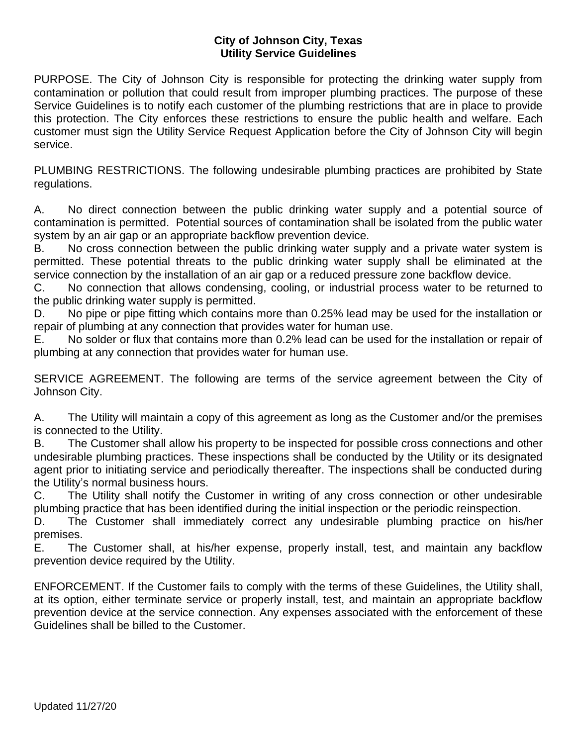**City of Johnson City, Texas**
**Utility Service Guidelines**

PURPOSE. The City of Johnson City is responsible for protecting the drinking water supply from contamination or pollution that could result from improper plumbing practices. The purpose of these Service Guidelines is to notify each customer of the plumbing restrictions that are in place to provide this protection. The City enforces these restrictions to ensure the public health and welfare. Each customer must sign the Utility Service Request Application before the City of Johnson City will begin service.

PLUMBING RESTRICTIONS. The following undesirable plumbing practices are prohibited by State regulations.

A. No direct connection between the public drinking water supply and a potential source of contamination is permitted. Potential sources of contamination shall be isolated from the public water system by an air gap or an appropriate backflow prevention device.
B. No cross connection between the public drinking water supply and a private water system is permitted. These potential threats to the public drinking water supply shall be eliminated at the service connection by the installation of an air gap or a reduced pressure zone backflow device.
C. No connection that allows condensing, cooling, or industrial process water to be returned to the public drinking water supply is permitted.
D. No pipe or pipe fitting which contains more than 0.25% lead may be used for the installation or repair of plumbing at any connection that provides water for human use.
E. No solder or flux that contains more than 0.2% lead can be used for the installation or repair of plumbing at any connection that provides water for human use.

SERVICE AGREEMENT. The following are terms of the service agreement between the City of Johnson City.

A. The Utility will maintain a copy of this agreement as long as the Customer and/or the premises is connected to the Utility.
B. The Customer shall allow his property to be inspected for possible cross connections and other undesirable plumbing practices. These inspections shall be conducted by the Utility or its designated agent prior to initiating service and periodically thereafter. The inspections shall be conducted during the Utility's normal business hours.
C. The Utility shall notify the Customer in writing of any cross connection or other undesirable plumbing practice that has been identified during the initial inspection or the periodic reinspection.
D. The Customer shall immediately correct any undesirable plumbing practice on his/her premises.
E. The Customer shall, at his/her expense, properly install, test, and maintain any backflow prevention device required by the Utility.

ENFORCEMENT. If the Customer fails to comply with the terms of these Guidelines, the Utility shall, at its option, either terminate service or properly install, test, and maintain an appropriate backflow prevention device at the service connection. Any expenses associated with the enforcement of these Guidelines shall be billed to the Customer.

Updated 11/27/20